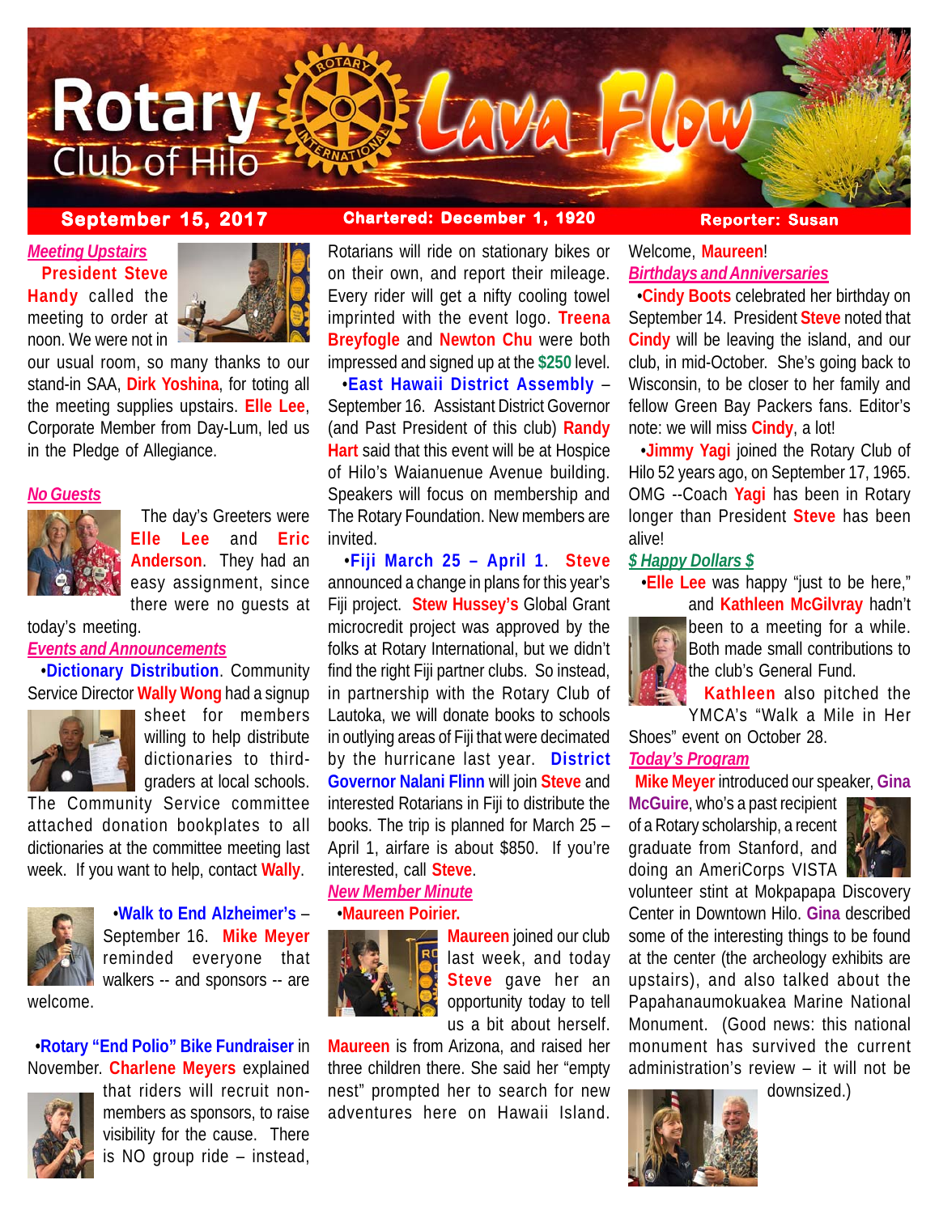# Rotary Club of Hilo — Lava Flow

**September 15, 2017** | **Chartered: December 1, 1920** | **Reporter: Susan**

## *Meeting Upstairs*

President **Steve Handy** called the meeting to order at noon. We were not in our usual room, so many thanks to our stand-in SAA, **Dirk Yoshina**, for toting all the meeting supplies upstairs. **Elle Lee**, Corporate Member from Day-Lum, led us in the Pledge of Allegiance.

## *No Guests*

The day's Greeters were **Elle Lee** and **Eric Anderson**. They had an easy assignment, since there were no guests at today's meeting.

## *Events and Announcements*

•**Dictionary Distribution**. Community Service Director **Wally Wong** had a signup sheet for members willing to help distribute dictionaries to third-graders at local schools. The Community Service committee attached donation bookplates to all dictionaries at the committee meeting last week. If you want to help, contact **Wally**.

•**Walk to End Alzheimer's** – September 16. **Mike Meyer** reminded everyone that walkers -- and sponsors -- are welcome.

•**Rotary "End Polio" Bike Fundraiser** in November. **Charlene Meyers** explained that riders will recruit non-members as sponsors, to raise visibility for the cause. There is NO group ride – instead, Rotarians will ride on stationary bikes or on their own, and report their mileage. Every rider will get a nifty cooling towel imprinted with the event logo. **Treena Breyfogle** and **Newton Chu** were both impressed and signed up at the **$250** level.

•**East Hawaii District Assembly** – September 16. Assistant District Governor (and Past President of this club) **Randy Hart** said that this event will be at Hospice of Hilo's Waianuenue Avenue building. Speakers will focus on membership and The Rotary Foundation. New members are invited.

•**Fiji March 25 – April 1**. **Steve** announced a change in plans for this year's Fiji project. **Stew Hussey's** Global Grant microcredit project was approved by the folks at Rotary International, but we didn't find the right Fiji partner clubs. So instead, in partnership with the Rotary Club of Lautoka, we will donate books to schools in outlying areas of Fiji that were decimated by the hurricane last year. **District Governor Nalani Flinn** will join **Steve** and interested Rotarians in Fiji to distribute the books. The trip is planned for March 25 – April 1, airfare is about $850. If you're interested, call **Steve**.

## *New Member Minute*

•**Maureen Poirier.**

**Maureen** joined our club last week, and today **Steve** gave her an opportunity today to tell us a bit about herself. **Maureen** is from Arizona, and raised her three children there. She said her "empty nest" prompted her to search for new adventures here on Hawaii Island. Welcome, **Maureen**!

## *Birthdays and Anniversaries*

•**Cindy Boots** celebrated her birthday on September 14. President **Steve** noted that **Cindy** will be leaving the island, and our club, in mid-October. She's going back to Wisconsin, to be closer to her family and fellow Green Bay Packers fans. Editor's note: we will miss **Cindy**, a lot!

•**Jimmy Yagi** joined the Rotary Club of Hilo 52 years ago, on September 17, 1965. OMG --Coach **Yagi** has been in Rotary longer than President **Steve** has been alive!

## *$ Happy Dollars $*

•**Elle Lee** was happy "just to be here," and **Kathleen McGilvray** hadn't been to a meeting for a while. Both made small contributions to the club's General Fund.

**Kathleen** also pitched the YMCA's "Walk a Mile in Her Shoes" event on October 28.

## *Today's Program*

**Mike Meyer** introduced our speaker, **Gina McGuire**, who's a past recipient of a Rotary scholarship, a recent graduate from Stanford, and doing an AmeriCorps VISTA volunteer stint at Mokpapapa Discovery Center in Downtown Hilo. **Gina** described some of the interesting things to be found at the center (the archeology exhibits are upstairs), and also talked about the Papahanaumokuakea Marine National Monument. (Good news: this national monument has survived the current administration's review – it will not be downsized.)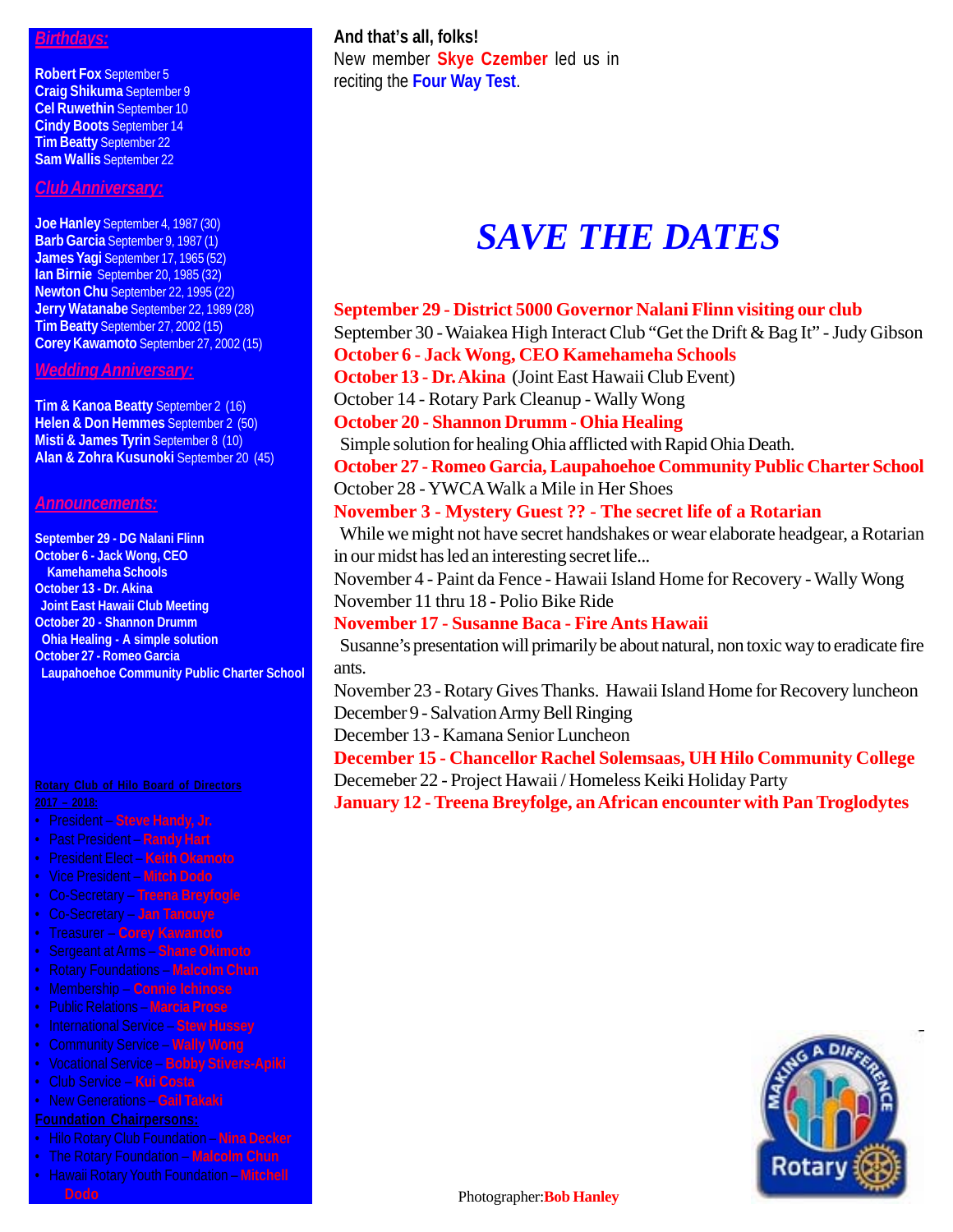## *Birthdays:*

**Robert Fox** September 5
**Craig Shikuma** September 9
**Cel Ruwethin** September 10
**Cindy Boots** September 14
**Tim Beatty** September 22
**Sam Wallis** September 22

## *Club Anniversary:*

**Joe Hanley** September 4, 1987 (30)
**Barb Garcia** September 9, 1987 (1)
**James Yagi** September 17, 1965 (52)
**Ian Birnie** September 20, 1985 (32)
**Newton Chu** September 22, 1995 (22)
**Jerry Watanabe** September 22, 1989 (28)
**Tim Beatty** September 27, 2002 (15)
**Corey Kawamoto** September 27, 2002 (15)

## *Wedding Anniversary:*

**Tim & Kanoa Beatty** September 2 (16)
**Helen & Don Hemmes** September 2 (50)
**Misti & James Tyrin** September 8 (10)
**Alan & Zohra Kusunoki** September 20 (45)

## *Announcements:*

**September 29 - DG Nalani Flinn**
**October 6 - Jack Wong, CEO Kamehameha Schools**
**October 13 - Dr. Akina Joint East Hawaii Club Meeting**
**October 20 - Shannon Drumm Ohia Healing - A simple solution**
**October 27 - Romeo Garcia Laupahoehoe Community Public Charter School**

**Rotary Club of Hilo Board of Directors 2017 – 2018:**

- President – **Steve Handy, Jr.**
- Past President – **Randy Hart**
- President Elect – **Keith Okamoto**
- Vice President – **Mitch Dodo**
- Co-Secretary – **Treena Breyfogle**
- Co-Secretary – **Jan Tanouye**
- Treasurer – **Corey Kawamoto**
- Sergeant at Arms – **Shane Okimoto**
- Rotary Foundations – **Malcolm Chun**
- Membership – **Connie Ichinose**
- Public Relations – **Marcia Prose**
- International Service – **Stew Hussey**
- Community Service – **Wally Wong**
- Vocational Service – **Bobby Stivers-Apiki**
- Club Service – **Kui Costa**
- New Generations – **Gail Takaki**

**Foundation Chairpersons:**

- Hilo Rotary Club Foundation – **Nina Decker**
- The Rotary Foundation – **Malcolm Chun**
- Hawaii Rotary Youth Foundation – **Mitchell Dodo**

**And that's all, folks!**
New member **Skye Czember** led us in reciting the **Four Way Test**.

# *SAVE THE DATES*

**September 29 - District 5000 Governor Nalani Flinn visiting our club**
September 30 - Waiakea High Interact Club "Get the Drift & Bag It" - Judy Gibson
**October 6 - Jack Wong, CEO Kamehameha Schools**
**October 13 - Dr. Akina** (Joint East Hawaii Club Event)
October 14 - Rotary Park Cleanup - Wally Wong
**October 20 - Shannon Drumm - Ohia Healing**
Simple solution for healing Ohia afflicted with Rapid Ohia Death.
**October 27 - Romeo Garcia, Laupahoehoe Community Public Charter School**
October 28 - YWCA Walk a Mile in Her Shoes
**November 3 - Mystery Guest ?? - The secret life of a Rotarian**
While we might not have secret handshakes or wear elaborate headgear, a Rotarian in our midst has led an interesting secret life...
November 4 - Paint da Fence - Hawaii Island Home for Recovery - Wally Wong
November 11 thru 18 - Polio Bike Ride
**November 17 - Susanne Baca - Fire Ants Hawaii**
Susanne's presentation will primarily be about natural, non toxic way to eradicate fire ants.
November 23 - Rotary Gives Thanks. Hawaii Island Home for Recovery luncheon
December 9 - Salvation Army Bell Ringing
December 13 - Kamana Senior Luncheon
**December 15 - Chancellor Rachel Solemsaas, UH Hilo Community College**
Decemeber 22 - Project Hawaii / Homeless Keiki Holiday Party
**January 12 - Treena Breyfolge, an African encounter with Pan Troglodytes**

Photographer: **Bob Hanley**